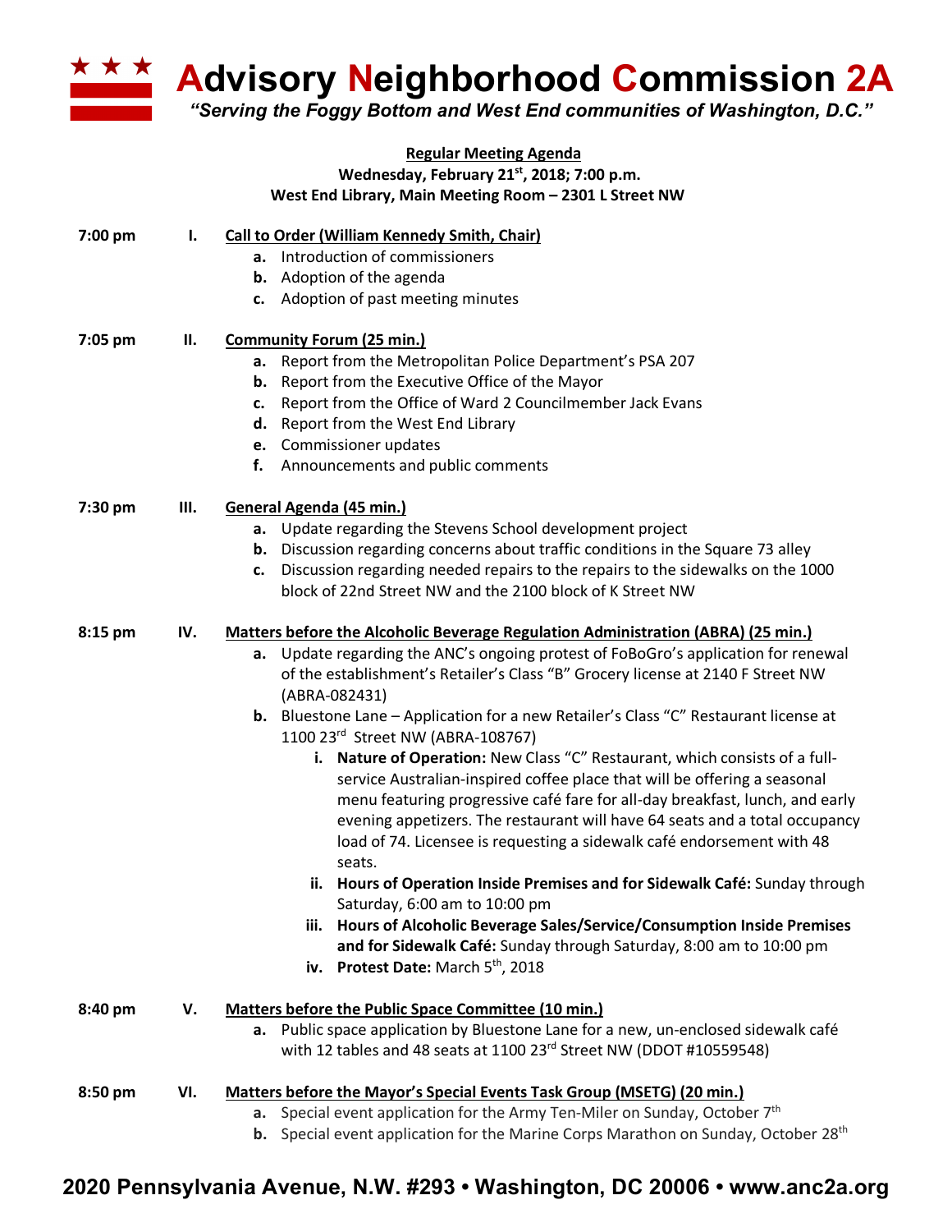# Advisory Neighborhood Commission 2A

*"Serving the Foggy Bottom and West End communities of Washington, D.C."*

**Regular Meeting Agenda**
**Wednesday, February 21st, 2018; 7:00 p.m.**
**West End Library, Main Meeting Room – 2301 L Street NW**

**7:00 pm — I. Call to Order (William Kennedy Smith, Chair)**

- **a.** Introduction of commissioners
- **b.** Adoption of the agenda
- **c.** Adoption of past meeting minutes

**7:05 pm — II. Community Forum (25 min.)**

- **a.** Report from the Metropolitan Police Department's PSA 207
- **b.** Report from the Executive Office of the Mayor
- **c.** Report from the Office of Ward 2 Councilmember Jack Evans
- **d.** Report from the West End Library
- **e.** Commissioner updates
- **f.** Announcements and public comments

**7:30 pm — III. General Agenda (45 min.)**

- **a.** Update regarding the Stevens School development project
- **b.** Discussion regarding concerns about traffic conditions in the Square 73 alley
- **c.** Discussion regarding needed repairs to the repairs to the sidewalks on the 1000 block of 22nd Street NW and the 2100 block of K Street NW

**8:15 pm — IV. Matters before the Alcoholic Beverage Regulation Administration (ABRA) (25 min.)**

- **a.** Update regarding the ANC's ongoing protest of FoBoGro's application for renewal of the establishment's Retailer's Class "B" Grocery license at 2140 F Street NW (ABRA-082431)
- **b.** Bluestone Lane – Application for a new Retailer's Class "C" Restaurant license at 1100 23rd Street NW (ABRA-108767)
    - **i. Nature of Operation:** New Class "C" Restaurant, which consists of a full-service Australian-inspired coffee place that will be offering a seasonal menu featuring progressive café fare for all-day breakfast, lunch, and early evening appetizers. The restaurant will have 64 seats and a total occupancy load of 74. Licensee is requesting a sidewalk café endorsement with 48 seats.
    - **ii. Hours of Operation Inside Premises and for Sidewalk Café:** Sunday through Saturday, 6:00 am to 10:00 pm
    - **iii. Hours of Alcoholic Beverage Sales/Service/Consumption Inside Premises and for Sidewalk Café:** Sunday through Saturday, 8:00 am to 10:00 pm
    - **iv. Protest Date:** March 5th, 2018

**8:40 pm — V. Matters before the Public Space Committee (10 min.)**

- **a.** Public space application by Bluestone Lane for a new, un-enclosed sidewalk café with 12 tables and 48 seats at 1100 23rd Street NW (DDOT #10559548)

**8:50 pm — VI. Matters before the Mayor's Special Events Task Group (MSETG) (20 min.)**

- **a.** Special event application for the Army Ten-Miler on Sunday, October 7th
- **b.** Special event application for the Marine Corps Marathon on Sunday, October 28th

**2020 Pennsylvania Avenue, N.W. #293 • Washington, DC 20006 • www.anc2a.org**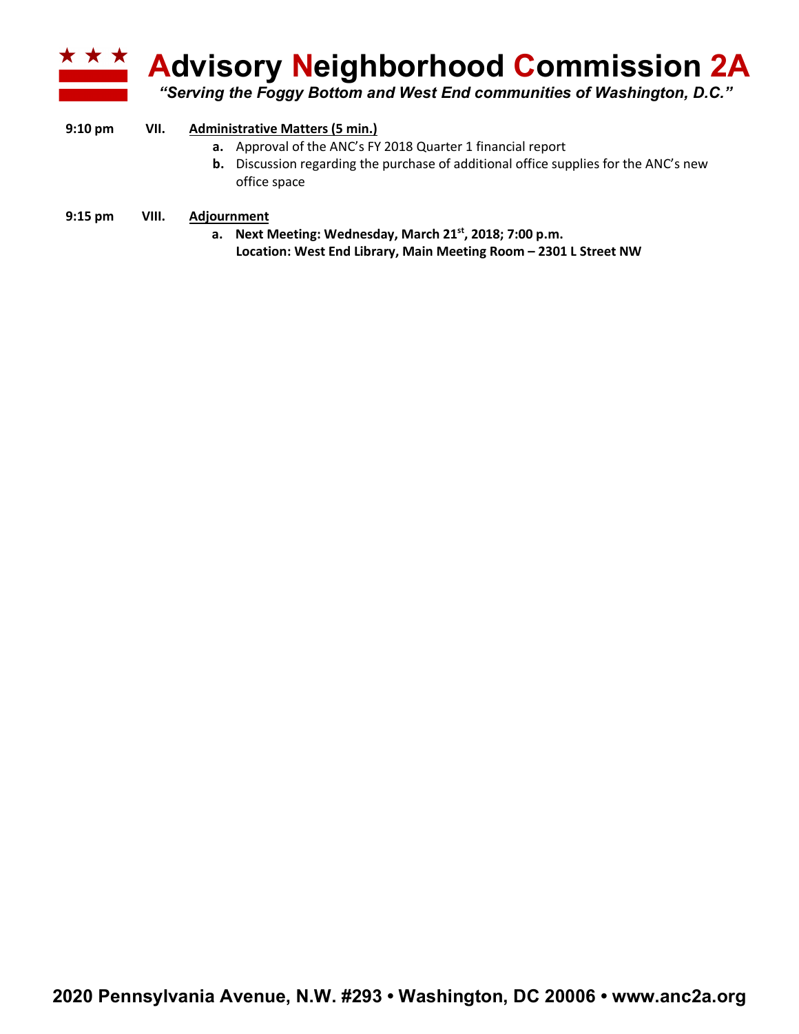9:10 pm **VII. Administrative Matters (5 min.)**

- **a.** Approval of the ANC's FY 2018 Quarter 1 financial report
- **b.** Discussion regarding the purchase of additional office supplies for the ANC's new office space

9:15 pm **VIII. Adjournment**

- **a. Next Meeting: Wednesday, March 21st, 2018; 7:00 p.m.**
  **Location: West End Library, Main Meeting Room – 2301 L Street NW**